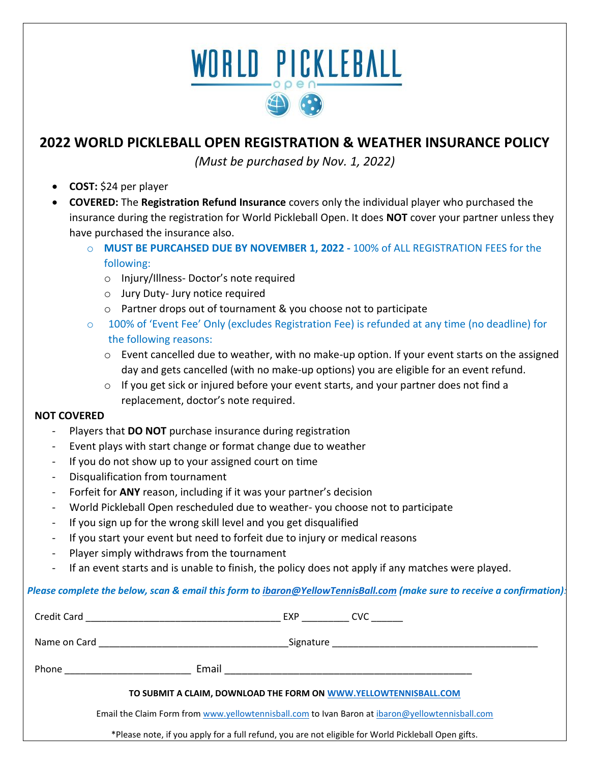# WORLD PICKLEBALL open

## 2022 WORLD PICKLEBALL OPEN REGISTRATION & WEATHER INSURANCE POLICY

*(Must be purchased by Nov. 1, 2022)*

- **COST:** $24 per player
- **COVERED:** The **Registration Refund Insurance** covers only the individual player who purchased the insurance during the registration for World Pickleball Open. It does **NOT** cover your partner unless they have purchased the insurance also.
  - **MUST BE PURCAHSED DUE BY NOVEMBER 1, 2022 -** 100% of ALL REGISTRATION FEES for the following:
    - Injury/Illness- Doctor's note required
    - Jury Duty- Jury notice required
    - Partner drops out of tournament & you choose not to participate
  - 100% of 'Event Fee' Only (excludes Registration Fee) is refunded at any time (no deadline) for the following reasons:
    - Event cancelled due to weather, with no make-up option. If your event starts on the assigned day and gets cancelled (with no make-up options) you are eligible for an event refund.
    - If you get sick or injured before your event starts, and your partner does not find a replacement, doctor's note required.

**NOT COVERED**

- Players that **DO NOT** purchase insurance during registration
- Event plays with start change or format change due to weather
- If you do not show up to your assigned court on time
- Disqualification from tournament
- Forfeit for **ANY** reason, including if it was your partner's decision
- World Pickleball Open rescheduled due to weather- you choose not to participate
- If you sign up for the wrong skill level and you get disqualified
- If you start your event but need to forfeit due to injury or medical reasons
- Player simply withdraws from the tournament
- If an event starts and is unable to finish, the policy does not apply if any matches were played.

***Please complete the below, scan & email this form to ibaron@YellowTennisBall.com (make sure to receive a confirmation):***

Credit Card ____________________________________ EXP _________ CVC ______

Name on Card ___________________________________ Signature ______________________________________

Phone ________________________ Email ______________________________________________

**TO SUBMIT A CLAIM, DOWNLOAD THE FORM ON WWW.YELLOWTENNISBALL.COM**

Email the Claim Form from www.yellowtennisball.com to Ivan Baron at ibaron@yellowtennisball.com

*Please note, if you apply for a full refund, you are not eligible for World Pickleball Open gifts.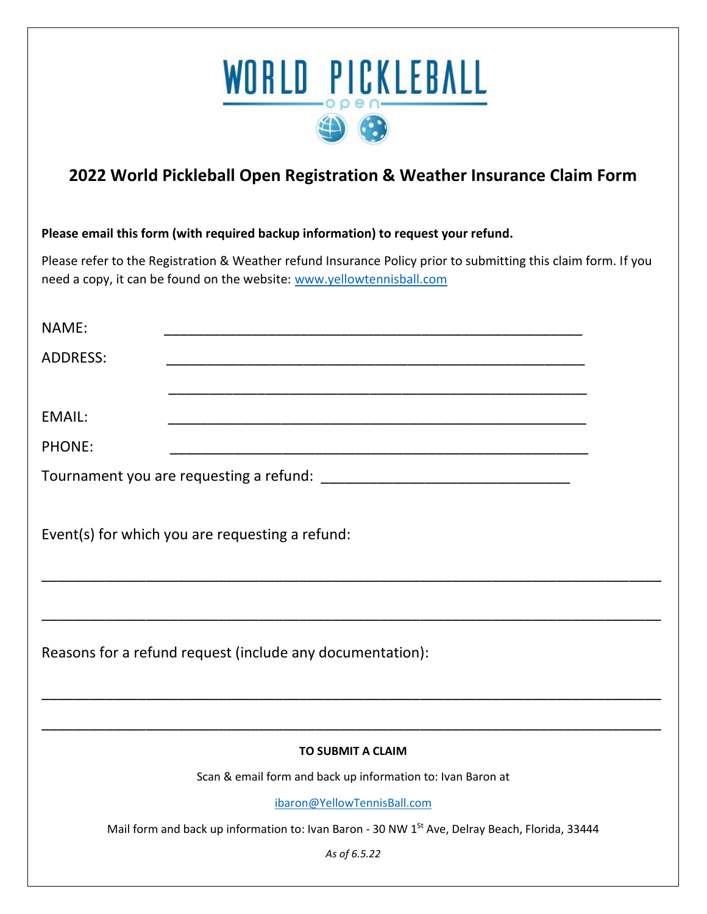WORLD PICKLEBALL
open

# 2022 World Pickleball Open Registration & Weather Insurance Claim Form

**Please email this form (with required backup information) to request your refund.**

Please refer to the Registration & Weather refund Insurance Policy prior to submitting this claim form. If you need a copy, it can be found on the website: www.yellowtennisball.com

NAME: _______________________________________________

ADDRESS: _______________________________________________

_______________________________________________

EMAIL: _______________________________________________

PHONE: _______________________________________________

Tournament you are requesting a refund: ______________________________

Event(s) for which you are requesting a refund:

_______________________________________________________________

_______________________________________________________________

Reasons for a refund request (include any documentation):

_______________________________________________________________

_______________________________________________________________

**TO SUBMIT A CLAIM**

Scan & email form and back up information to: Ivan Baron at

ibaron@YellowTennisBall.com

Mail form and back up information to: Ivan Baron - 30 NW 1st Ave, Delray Beach, Florida, 33444

*As of 6.5.22*